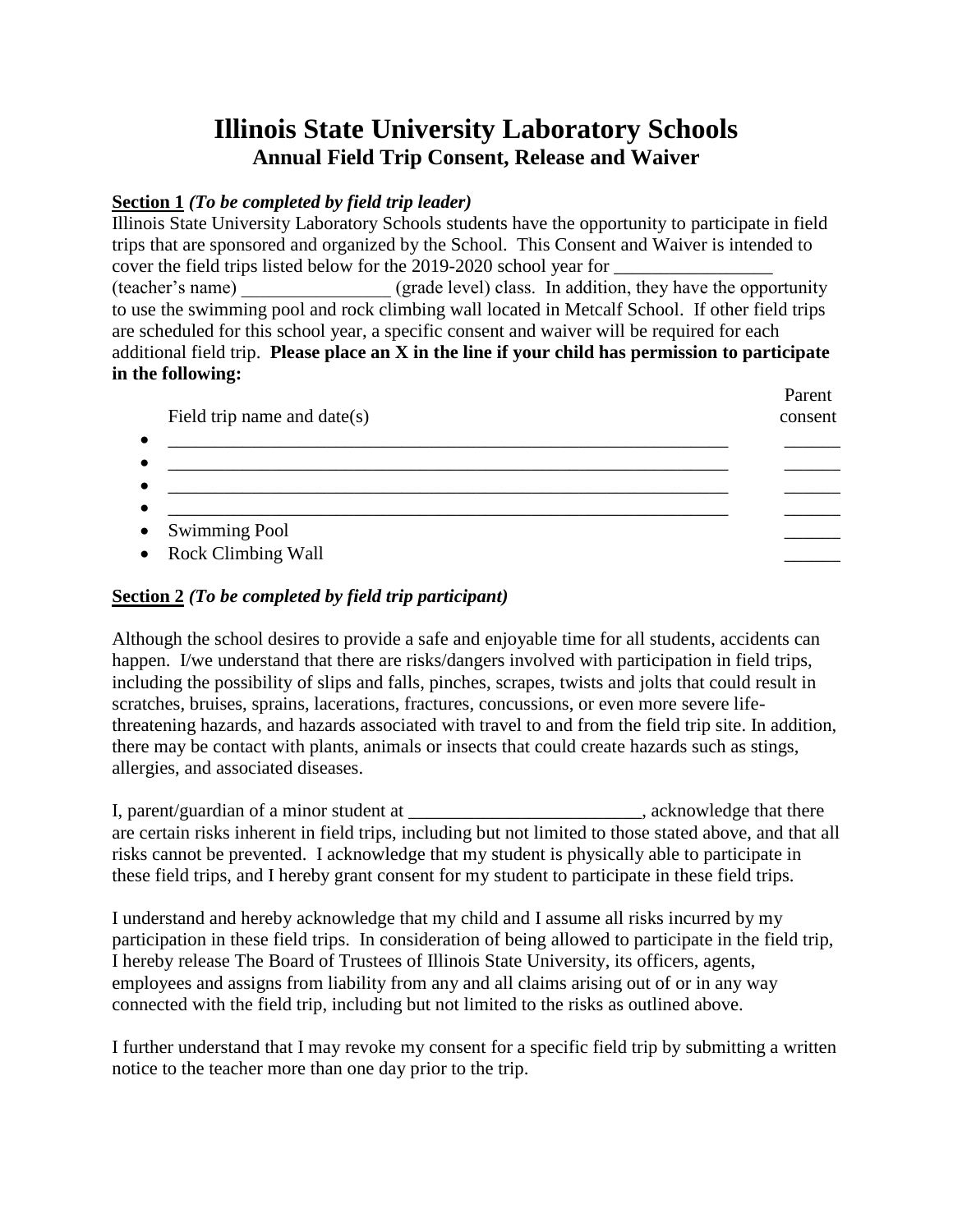# Illinois State University Laboratory Schools
## Annual Field Trip Consent, Release and Waiver

**Section 1** ***(To be completed by field trip leader)***

Illinois State University Laboratory Schools students have the opportunity to participate in field trips that are sponsored and organized by the School. This Consent and Waiver is intended to cover the field trips listed below for the 2019-2020 school year for _________________ (teacher's name) ________________ (grade level) class. In addition, they have the opportunity to use the swimming pool and rock climbing wall located in Metcalf School. If other field trips are scheduled for this school year, a specific consent and waiver will be required for each additional field trip. **Please place an X in the line if your child has permission to participate in the following:**

| Field trip name and date(s) | Parent consent |
|---|---|
| • _______________________________________________ | ______ |
| • _______________________________________________ | ______ |
| • _______________________________________________ | ______ |
| • _______________________________________________ | ______ |
| • Swimming Pool | ______ |
| • Rock Climbing Wall | ______ |

**Section 2** ***(To be completed by field trip participant)***

Although the school desires to provide a safe and enjoyable time for all students, accidents can happen. I/we understand that there are risks/dangers involved with participation in field trips, including the possibility of slips and falls, pinches, scrapes, twists and jolts that could result in scratches, bruises, sprains, lacerations, fractures, concussions, or even more severe life-threatening hazards, and hazards associated with travel to and from the field trip site. In addition, there may be contact with plants, animals or insects that could create hazards such as stings, allergies, and associated diseases.

I, parent/guardian of a minor student at _________________________, acknowledge that there are certain risks inherent in field trips, including but not limited to those stated above, and that all risks cannot be prevented. I acknowledge that my student is physically able to participate in these field trips, and I hereby grant consent for my student to participate in these field trips.

I understand and hereby acknowledge that my child and I assume all risks incurred by my participation in these field trips. In consideration of being allowed to participate in the field trip, I hereby release The Board of Trustees of Illinois State University, its officers, agents, employees and assigns from liability from any and all claims arising out of or in any way connected with the field trip, including but not limited to the risks as outlined above.

I further understand that I may revoke my consent for a specific field trip by submitting a written notice to the teacher more than one day prior to the trip.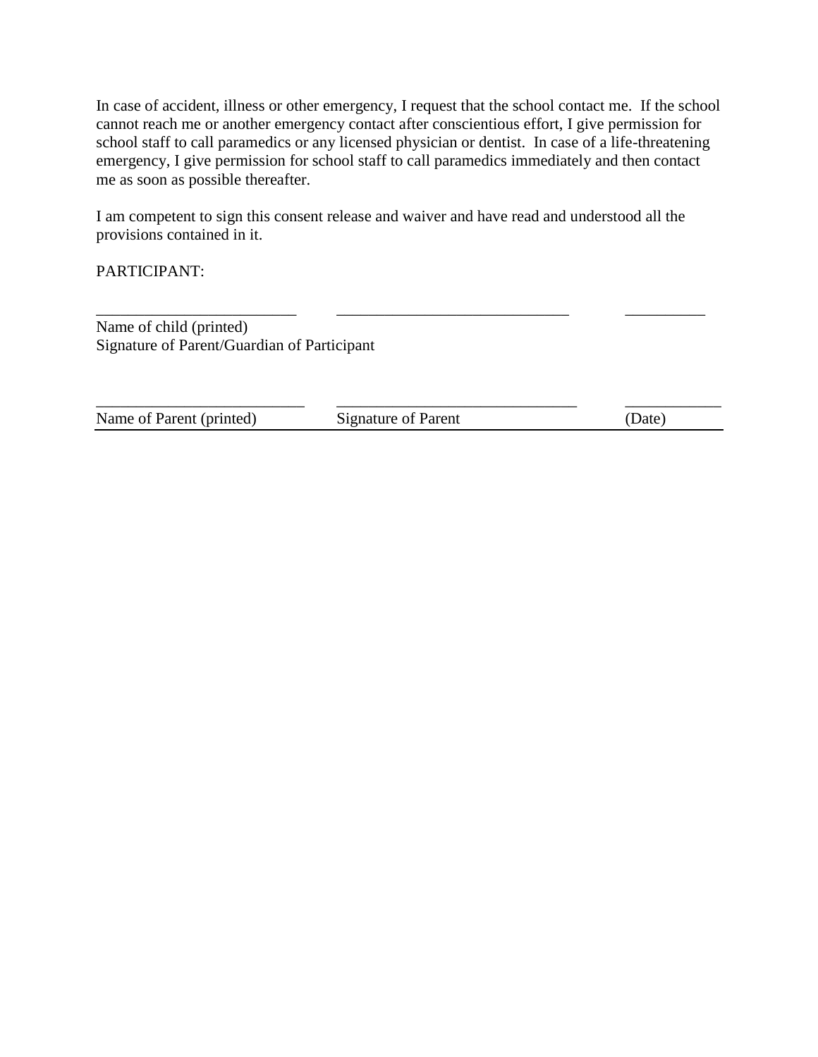In case of accident, illness or other emergency, I request that the school contact me. If the school cannot reach me or another emergency contact after conscientious effort, I give permission for school staff to call paramedics or any licensed physician or dentist. In case of a life-threatening emergency, I give permission for school staff to call paramedics immediately and then contact me as soon as possible thereafter.

I am competent to sign this consent release and waiver and have read and understood all the provisions contained in it.

PARTICIPANT:

_________________________ _____________________________ __________

Name of child (printed)
Signature of Parent/Guardian of Participant

__________________________ ______________________________ ____________

| Name of Parent (printed) | Signature of Parent | (Date) |
|---|---|---|